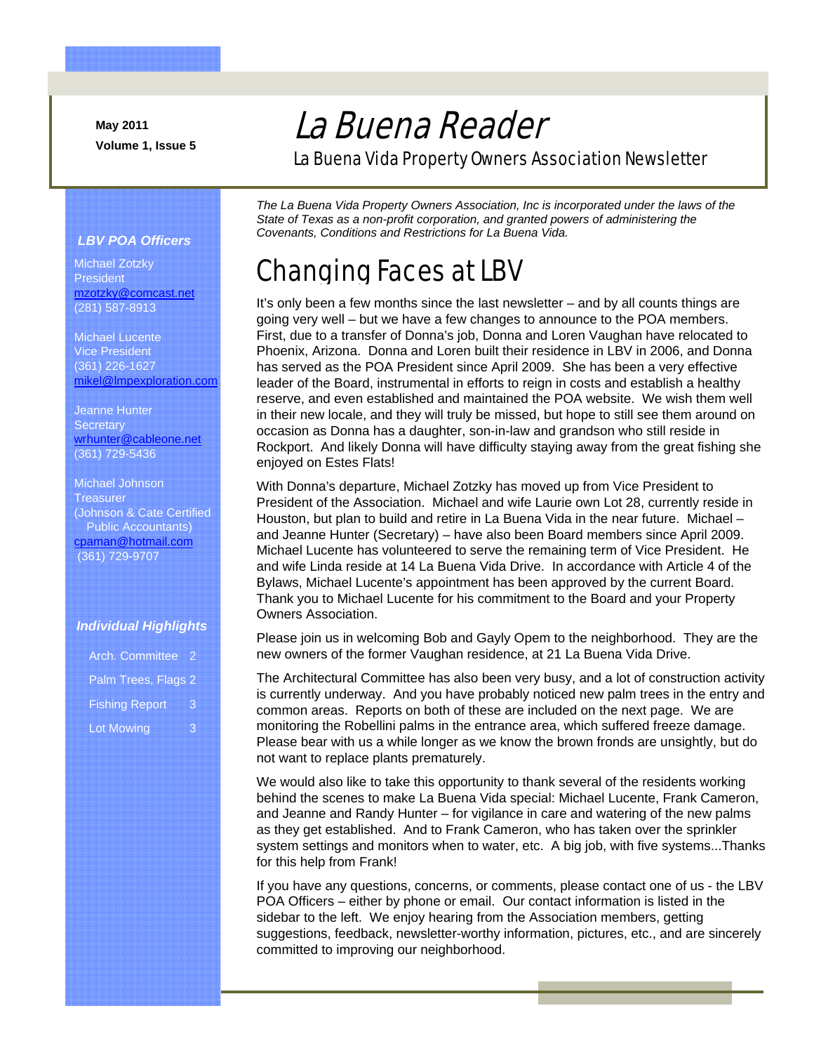May 2011

Volume 1, Issue 5

# La Buena Reader

La Buena Vida Property Owners Association Newsletter

***LBV POA Officers***

Michael Zotzky
President
mzotzky@comcast.net
(281) 587-8913

Michael Lucente
Vice President
(361) 226-1627
mikel@lmpexploration.com

Jeanne Hunter
Secretary
wrhunter@cableone.net
(361) 729-5436

Michael Johnson
Treasurer
(Johnson & Cate Certified Public Accountants)
cpaman@hotmail.com
(361) 729-9707

***Individual Highlights***

| | |
|---|---|
| Arch. Committee | 2 |
| Palm Trees, Flags | 2 |
| Fishing Report | 3 |
| Lot Mowing | 3 |

*The La Buena Vida Property Owners Association, Inc is incorporated under the laws of the State of Texas as a non-profit corporation, and granted powers of administering the Covenants, Conditions and Restrictions for La Buena Vida.*

## Changing Faces at LBV

It's only been a few months since the last newsletter – and by all counts things are going very well – but we have a few changes to announce to the POA members. First, due to a transfer of Donna's job, Donna and Loren Vaughan have relocated to Phoenix, Arizona. Donna and Loren built their residence in LBV in 2006, and Donna has served as the POA President since April 2009. She has been a very effective leader of the Board, instrumental in efforts to reign in costs and establish a healthy reserve, and even established and maintained the POA website. We wish them well in their new locale, and they will truly be missed, but hope to still see them around on occasion as Donna has a daughter, son-in-law and grandson who still reside in Rockport. And likely Donna will have difficulty staying away from the great fishing she enjoyed on Estes Flats!

With Donna's departure, Michael Zotzky has moved up from Vice President to President of the Association. Michael and wife Laurie own Lot 28, currently reside in Houston, but plan to build and retire in La Buena Vida in the near future. Michael – and Jeanne Hunter (Secretary) – have also been Board members since April 2009. Michael Lucente has volunteered to serve the remaining term of Vice President. He and wife Linda reside at 14 La Buena Vida Drive. In accordance with Article 4 of the Bylaws, Michael Lucente's appointment has been approved by the current Board. Thank you to Michael Lucente for his commitment to the Board and your Property Owners Association.

Please join us in welcoming Bob and Gayly Opem to the neighborhood. They are the new owners of the former Vaughan residence, at 21 La Buena Vida Drive.

The Architectural Committee has also been very busy, and a lot of construction activity is currently underway. And you have probably noticed new palm trees in the entry and common areas. Reports on both of these are included on the next page. We are monitoring the Robellini palms in the entrance area, which suffered freeze damage. Please bear with us a while longer as we know the brown fronds are unsightly, but do not want to replace plants prematurely.

We would also like to take this opportunity to thank several of the residents working behind the scenes to make La Buena Vida special: Michael Lucente, Frank Cameron, and Jeanne and Randy Hunter – for vigilance in care and watering of the new palms as they get established. And to Frank Cameron, who has taken over the sprinkler system settings and monitors when to water, etc. A big job, with five systems...Thanks for this help from Frank!

If you have any questions, concerns, or comments, please contact one of us - the LBV POA Officers – either by phone or email. Our contact information is listed in the sidebar to the left. We enjoy hearing from the Association members, getting suggestions, feedback, newsletter-worthy information, pictures, etc., and are sincerely committed to improving our neighborhood.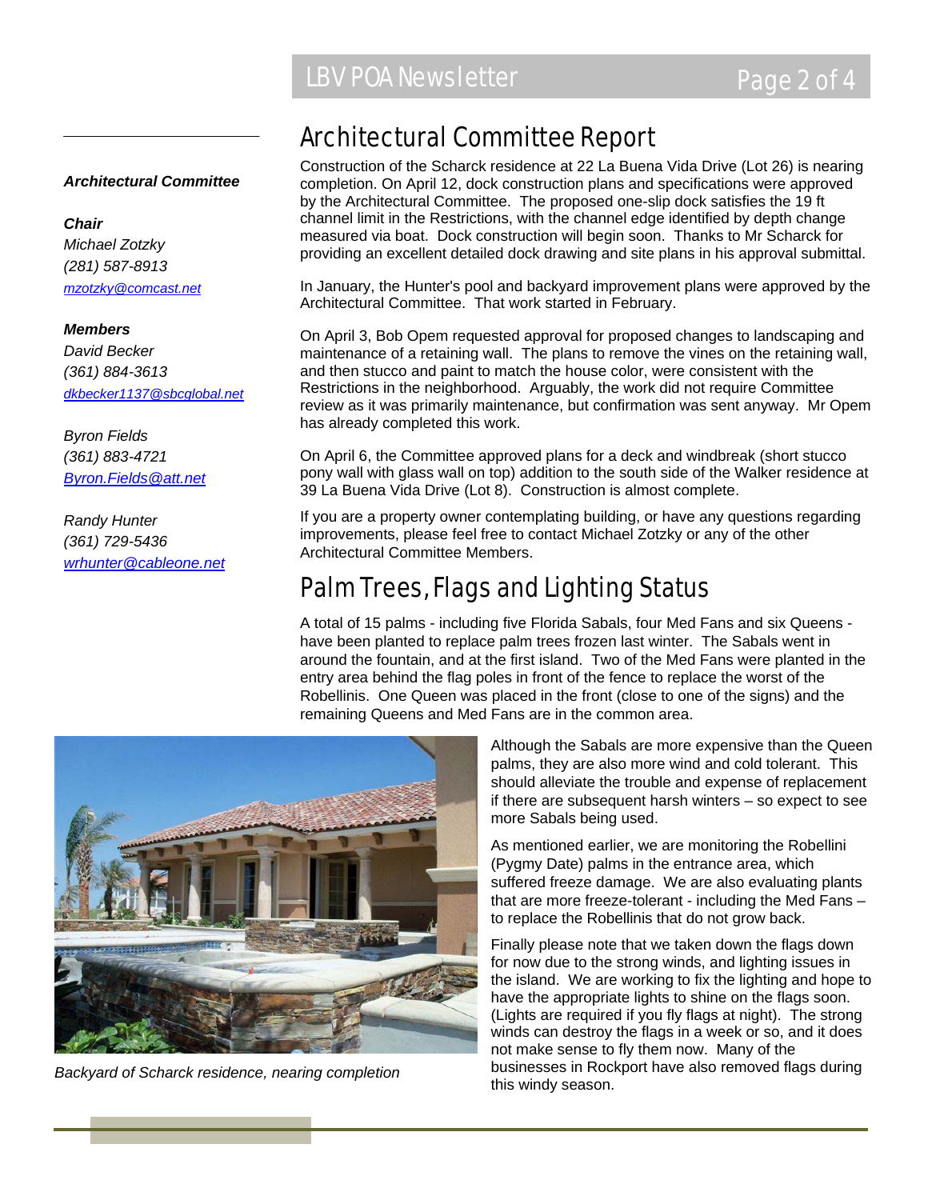***Architectural Committee***

***Chair***

*Michael Zotzky*
*(281) 587-8913*
*mzotzky@comcast.net*

***Members***

*David Becker*
*(361) 884-3613*
*dkbecker1137@sbcglobal.net*

*Byron Fields*
*(361) 883-4721*
*Byron.Fields@att.net*

*Randy Hunter*
*(361) 729-5436*
*wrhunter@cableone.net*

# Architectural Committee Report

Construction of the Scharck residence at 22 La Buena Vida Drive (Lot 26) is nearing completion. On April 12, dock construction plans and specifications were approved by the Architectural Committee. The proposed one-slip dock satisfies the 19 ft channel limit in the Restrictions, with the channel edge identified by depth change measured via boat. Dock construction will begin soon. Thanks to Mr Scharck for providing an excellent detailed dock drawing and site plans in his approval submittal.

In January, the Hunter's pool and backyard improvement plans were approved by the Architectural Committee. That work started in February.

On April 3, Bob Opem requested approval for proposed changes to landscaping and maintenance of a retaining wall. The plans to remove the vines on the retaining wall, and then stucco and paint to match the house color, were consistent with the Restrictions in the neighborhood. Arguably, the work did not require Committee review as it was primarily maintenance, but confirmation was sent anyway. Mr Opem has already completed this work.

On April 6, the Committee approved plans for a deck and windbreak (short stucco pony wall with glass wall on top) addition to the south side of the Walker residence at 39 La Buena Vida Drive (Lot 8). Construction is almost complete.

If you are a property owner contemplating building, or have any questions regarding improvements, please feel free to contact Michael Zotzky or any of the other Architectural Committee Members.

# Palm Trees, Flags and Lighting Status

A total of 15 palms - including five Florida Sabals, four Med Fans and six Queens - have been planted to replace palm trees frozen last winter. The Sabals went in around the fountain, and at the first island. Two of the Med Fans were planted in the entry area behind the flag poles in front of the fence to replace the worst of the Robellinis. One Queen was placed in the front (close to one of the signs) and the remaining Queens and Med Fans are in the common area.

*Backyard of Scharck residence, nearing completion*

Although the Sabals are more expensive than the Queen palms, they are also more wind and cold tolerant. This should alleviate the trouble and expense of replacement if there are subsequent harsh winters – so expect to see more Sabals being used.

As mentioned earlier, we are monitoring the Robellini (Pygmy Date) palms in the entrance area, which suffered freeze damage. We are also evaluating plants that are more freeze-tolerant - including the Med Fans – to replace the Robellinis that do not grow back.

Finally please note that we taken down the flags down for now due to the strong winds, and lighting issues in the island. We are working to fix the lighting and hope to have the appropriate lights to shine on the flags soon. (Lights are required if you fly flags at night). The strong winds can destroy the flags in a week or so, and it does not make sense to fly them now. Many of the businesses in Rockport have also removed flags during this windy season.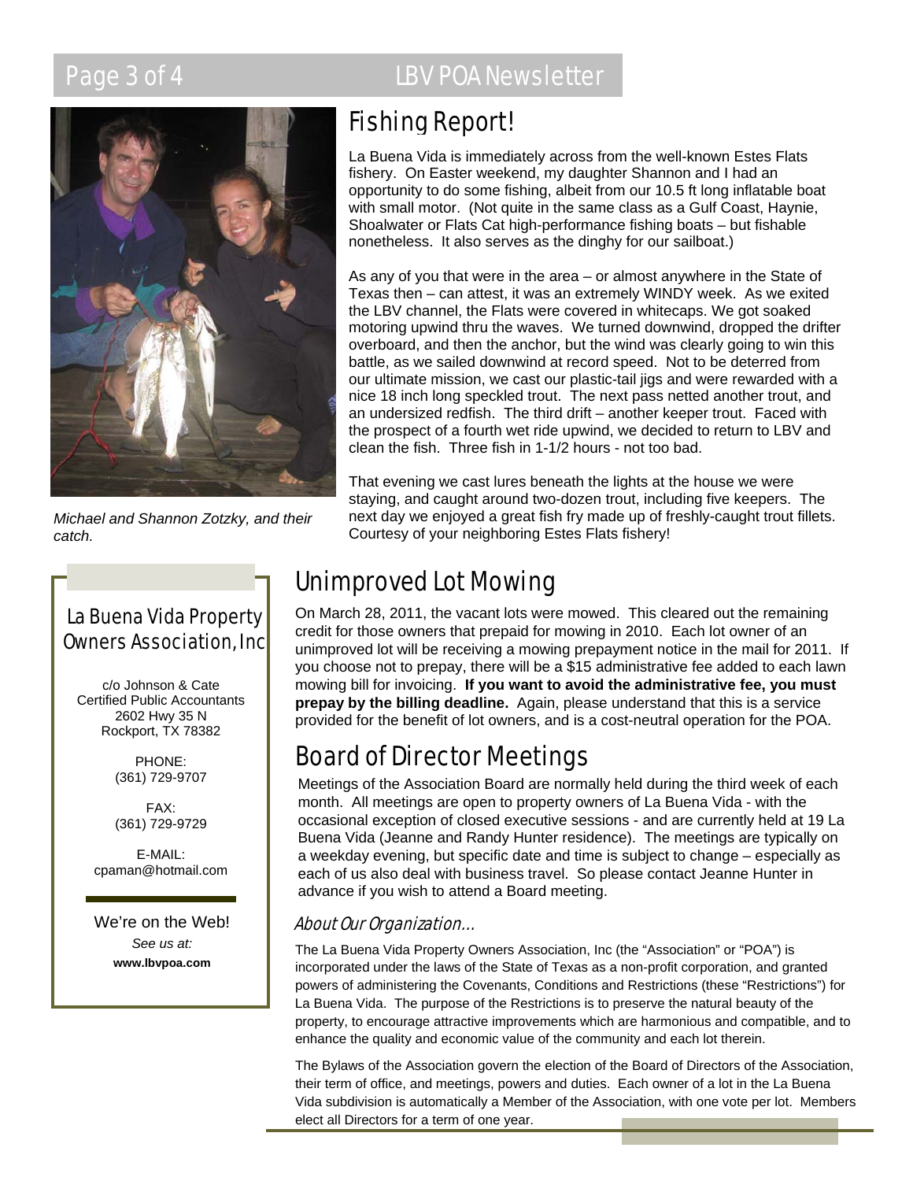## Fishing Report!

La Buena Vida is immediately across from the well-known Estes Flats fishery. On Easter weekend, my daughter Shannon and I had an opportunity to do some fishing, albeit from our 10.5 ft long inflatable boat with small motor. (Not quite in the same class as a Gulf Coast, Haynie, Shoalwater or Flats Cat high-performance fishing boats – but fishable nonetheless. It also serves as the dinghy for our sailboat.)

As any of you that were in the area – or almost anywhere in the State of Texas then – can attest, it was an extremely WINDY week. As we exited the LBV channel, the Flats were covered in whitecaps. We got soaked motoring upwind thru the waves. We turned downwind, dropped the drifter overboard, and then the anchor, but the wind was clearly going to win this battle, as we sailed downwind at record speed. Not to be deterred from our ultimate mission, we cast our plastic-tail jigs and were rewarded with a nice 18 inch long speckled trout. The next pass netted another trout, and an undersized redfish. The third drift – another keeper trout. Faced with the prospect of a fourth wet ride upwind, we decided to return to LBV and clean the fish. Three fish in 1-1/2 hours - not too bad.

That evening we cast lures beneath the lights at the house we were staying, and caught around two-dozen trout, including five keepers. The next day we enjoyed a great fish fry made up of freshly-caught trout fillets. Courtesy of your neighboring Estes Flats fishery!

*Michael and Shannon Zotzky, and their catch.*

## Unimproved Lot Mowing

On March 28, 2011, the vacant lots were mowed. This cleared out the remaining credit for those owners that prepaid for mowing in 2010. Each lot owner of an unimproved lot will be receiving a mowing prepayment notice in the mail for 2011. If you choose not to prepay, there will be a $15 administrative fee added to each lawn mowing bill for invoicing. **If you want to avoid the administrative fee, you must prepay by the billing deadline.** Again, please understand that this is a service provided for the benefit of lot owners, and is a cost-neutral operation for the POA.

## Board of Director Meetings

Meetings of the Association Board are normally held during the third week of each month. All meetings are open to property owners of La Buena Vida - with the occasional exception of closed executive sessions - and are currently held at 19 La Buena Vida (Jeanne and Randy Hunter residence). The meetings are typically on a weekday evening, but specific date and time is subject to change – especially as each of us also deal with business travel. So please contact Jeanne Hunter in advance if you wish to attend a Board meeting.

### About Our Organization...

The La Buena Vida Property Owners Association, Inc (the "Association" or "POA") is incorporated under the laws of the State of Texas as a non-profit corporation, and granted powers of administering the Covenants, Conditions and Restrictions (these "Restrictions") for La Buena Vida. The purpose of the Restrictions is to preserve the natural beauty of the property, to encourage attractive improvements which are harmonious and compatible, and to enhance the quality and economic value of the community and each lot therein.

The Bylaws of the Association govern the election of the Board of Directors of the Association, their term of office, and meetings, powers and duties. Each owner of a lot in the La Buena Vida subdivision is automatically a Member of the Association, with one vote per lot. Members elect all Directors for a term of one year.

### La Buena Vida Property Owners Association, Inc

c/o Johnson & Cate
Certified Public Accountants
2602 Hwy 35 N
Rockport, TX 78382

PHONE:
(361) 729-9707

FAX:
(361) 729-9729

E-MAIL:
cpaman@hotmail.com

We're on the Web!
*See us at:*
**www.lbvpoa.com**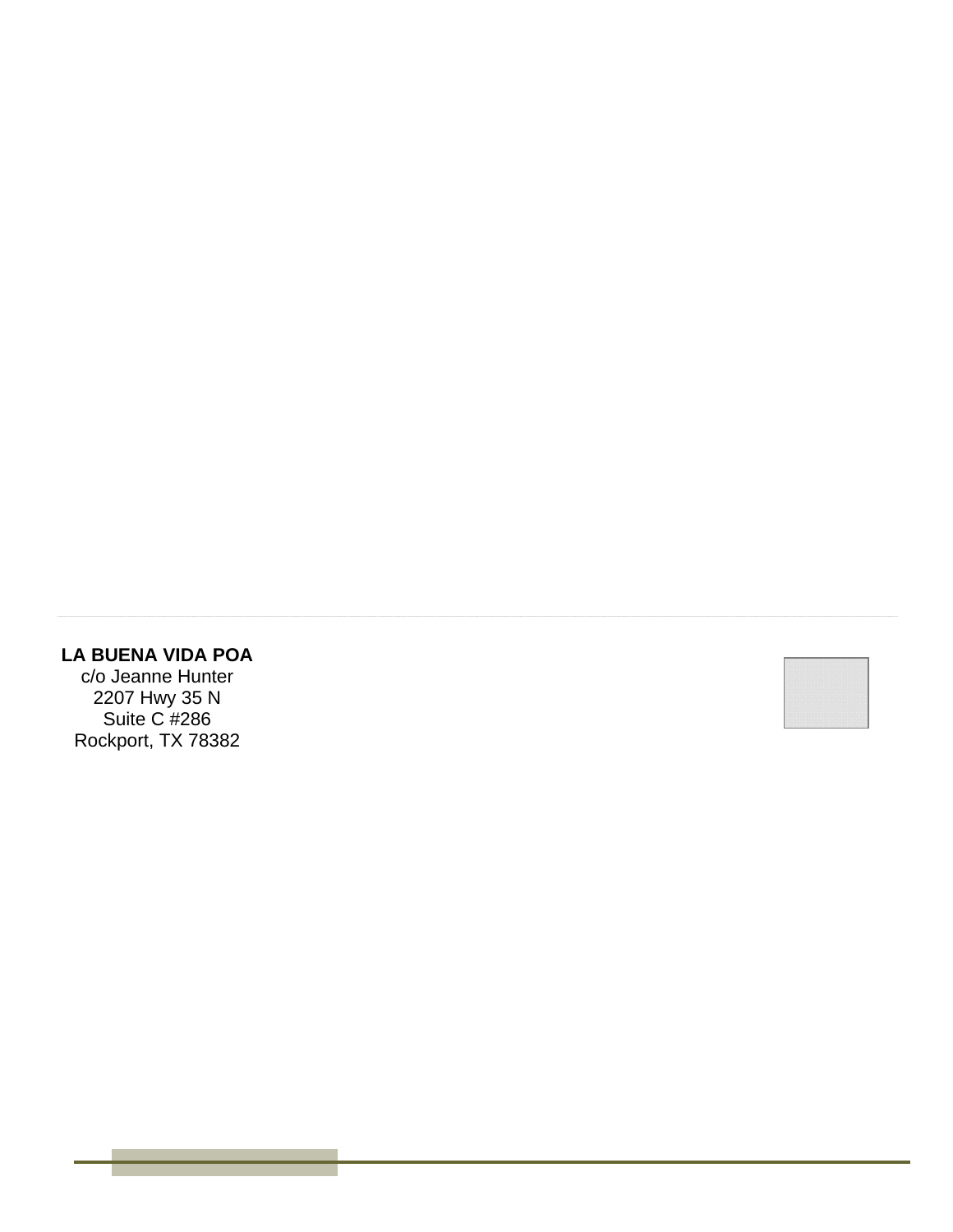**LA BUENA VIDA POA**
c/o Jeanne Hunter
2207 Hwy 35 N
Suite C #286
Rockport, TX 78382